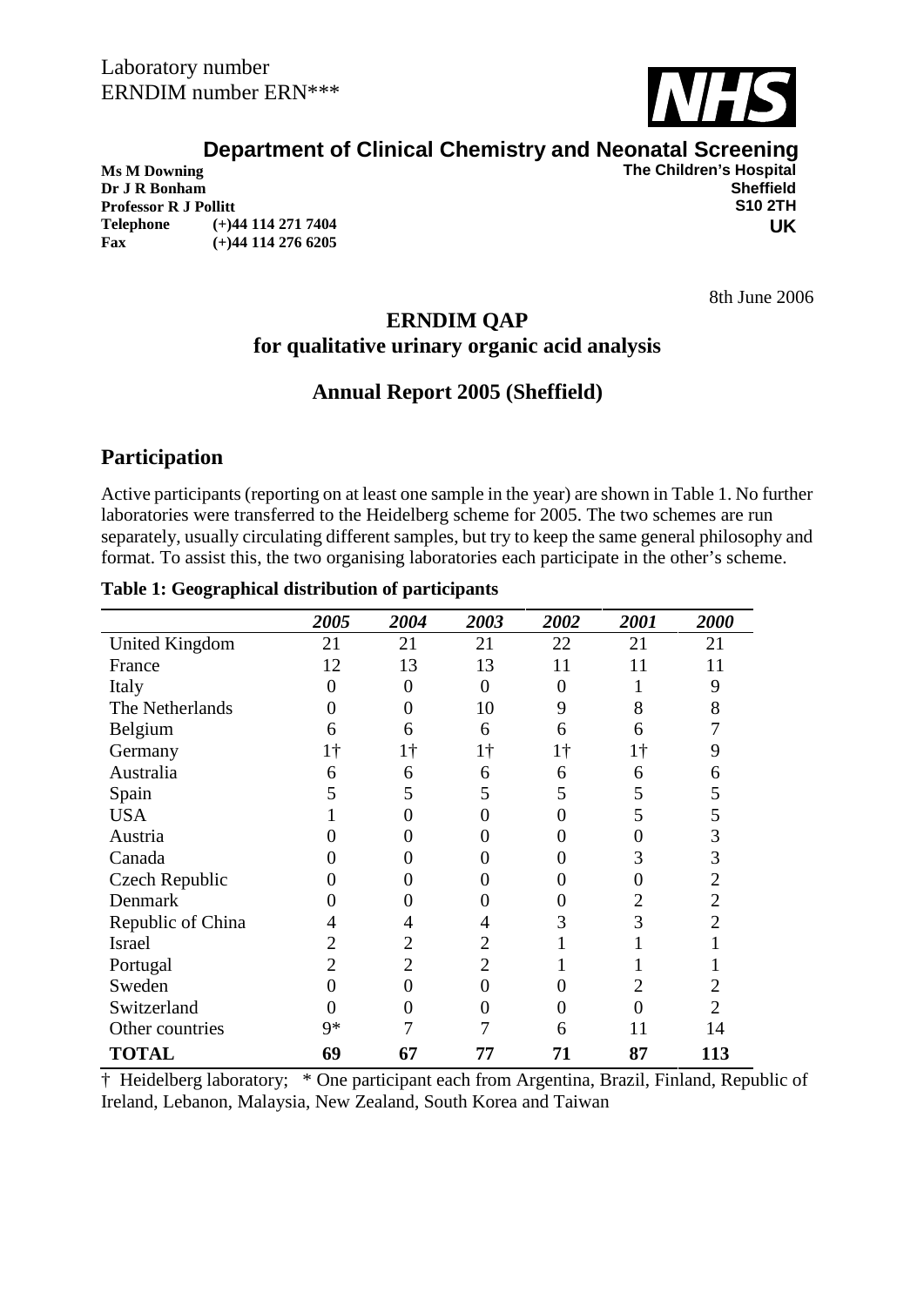Laboratory number
ERNDIM number ERN***

NHS

**Department of Clinical Chemistry and Neonatal Screening**

**Ms M Downing**
**Dr J R Bonham**
**Professor R J Pollitt**
**Telephone** (+)44 114 271 7404
**Fax** (+)44 114 276 6205

**The Children's Hospital**
**Sheffield**
**S10 2TH**
**UK**

8th June 2006

## ERNDIM QAP
## for qualitative urinary organic acid analysis

## Annual Report 2005 (Sheffield)

## Participation

Active participants (reporting on at least one sample in the year) are shown in Table 1. No further laboratories were transferred to the Heidelberg scheme for 2005. The two schemes are run separately, usually circulating different samples, but try to keep the same general philosophy and format. To assist this, the two organising laboratories each participate in the other's scheme.

**Table 1: Geographical distribution of participants**

| | *2005* | *2004* | *2003* | *2002* | *2001* | *2000* |
|---|---|---|---|---|---|---|
| United Kingdom | 21 | 21 | 21 | 22 | 21 | 21 |
| France | 12 | 13 | 13 | 11 | 11 | 11 |
| Italy | 0 | 0 | 0 | 0 | 1 | 9 |
| The Netherlands | 0 | 0 | 10 | 9 | 8 | 8 |
| Belgium | 6 | 6 | 6 | 6 | 6 | 7 |
| Germany | 1† | 1† | 1† | 1† | 1† | 9 |
| Australia | 6 | 6 | 6 | 6 | 6 | 6 |
| Spain | 5 | 5 | 5 | 5 | 5 | 5 |
| USA | 1 | 0 | 0 | 0 | 5 | 5 |
| Austria | 0 | 0 | 0 | 0 | 0 | 3 |
| Canada | 0 | 0 | 0 | 0 | 3 | 3 |
| Czech Republic | 0 | 0 | 0 | 0 | 0 | 2 |
| Denmark | 0 | 0 | 0 | 0 | 2 | 2 |
| Republic of China | 4 | 4 | 4 | 3 | 3 | 2 |
| Israel | 2 | 2 | 2 | 1 | 1 | 1 |
| Portugal | 2 | 2 | 2 | 1 | 1 | 1 |
| Sweden | 0 | 0 | 0 | 0 | 2 | 2 |
| Switzerland | 0 | 0 | 0 | 0 | 0 | 2 |
| Other countries | 9* | 7 | 7 | 6 | 11 | 14 |
| **TOTAL** | **69** | **67** | **77** | **71** | **87** | **113** |

† Heidelberg laboratory; * One participant each from Argentina, Brazil, Finland, Republic of Ireland, Lebanon, Malaysia, New Zealand, South Korea and Taiwan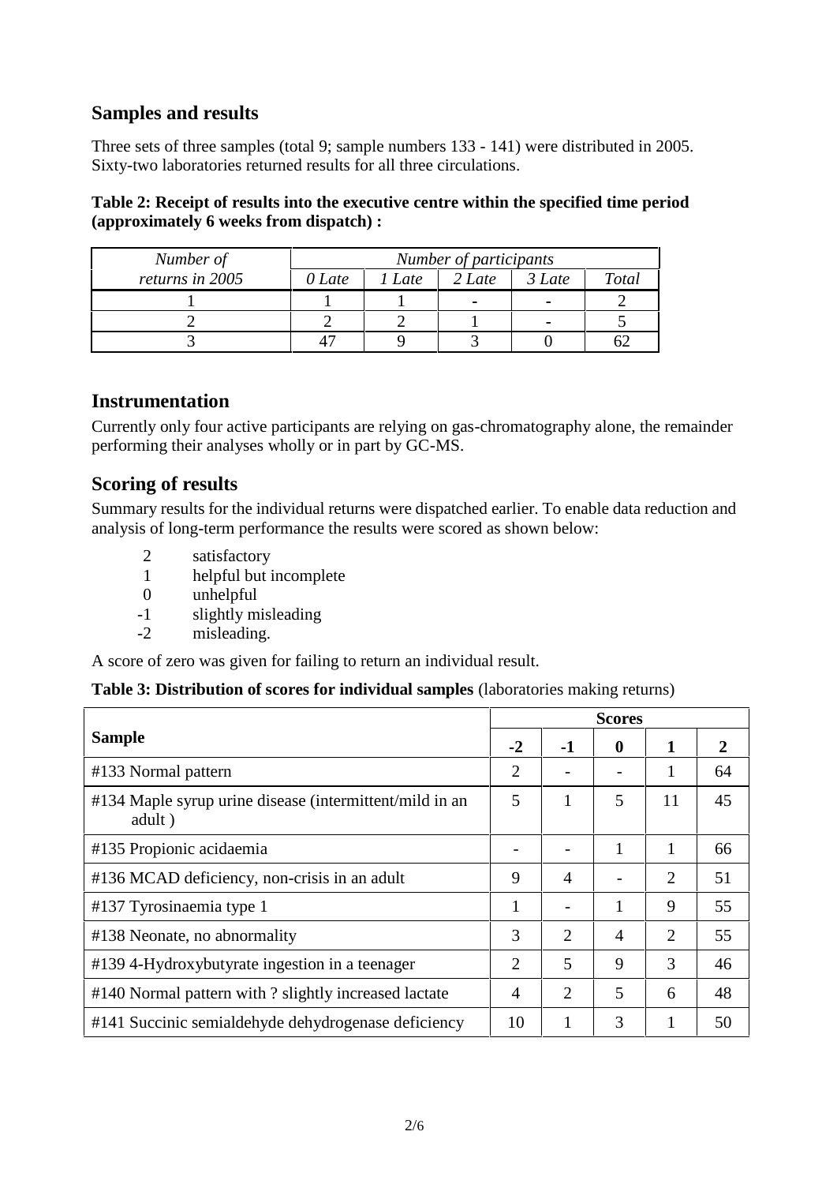## Samples and results

Three sets of three samples (total 9; sample numbers 133 - 141) were distributed in 2005. Sixty-two laboratories returned results for all three circulations.

**Table 2: Receipt of results into the executive centre within the specified time period (approximately 6 weeks from dispatch) :**

| *Number of returns in 2005* | *Number of participants* | | | | |
|---|---|---|---|---|---|
| | *0 Late* | *1 Late* | *2 Late* | *3 Late* | *Total* |
| 1 | 1 | 1 | - | - | 2 |
| 2 | 2 | 2 | 1 | - | 5 |
| 3 | 47 | 9 | 3 | 0 | 62 |

## Instrumentation

Currently only four active participants are relying on gas-chromatography alone, the remainder performing their analyses wholly or in part by GC-MS.

## Scoring of results

Summary results for the individual returns were dispatched earlier. To enable data reduction and analysis of long-term performance the results were scored as shown below:

- 2 satisfactory
- 1 helpful but incomplete
- 0 unhelpful
- -1 slightly misleading
- -2 misleading.

A score of zero was given for failing to return an individual result.

**Table 3: Distribution of scores for individual samples** (laboratories making returns)

| **Sample** | **Scores** | | | | |
|---|---|---|---|---|---|
| | **-2** | **-1** | **0** | **1** | **2** |
| #133 Normal pattern | 2 | - | - | 1 | 64 |
| #134 Maple syrup urine disease (intermittent/mild in an adult ) | 5 | 1 | 5 | 11 | 45 |
| #135 Propionic acidaemia | - | - | 1 | 1 | 66 |
| #136 MCAD deficiency, non-crisis in an adult | 9 | 4 | - | 2 | 51 |
| #137 Tyrosinaemia type 1 | 1 | - | 1 | 9 | 55 |
| #138 Neonate, no abnormality | 3 | 2 | 4 | 2 | 55 |
| #139 4-Hydroxybutyrate ingestion in a teenager | 2 | 5 | 9 | 3 | 46 |
| #140 Normal pattern with ? slightly increased lactate | 4 | 2 | 5 | 6 | 48 |
| #141 Succinic semialdehyde dehydrogenase deficiency | 10 | 1 | 3 | 1 | 50 |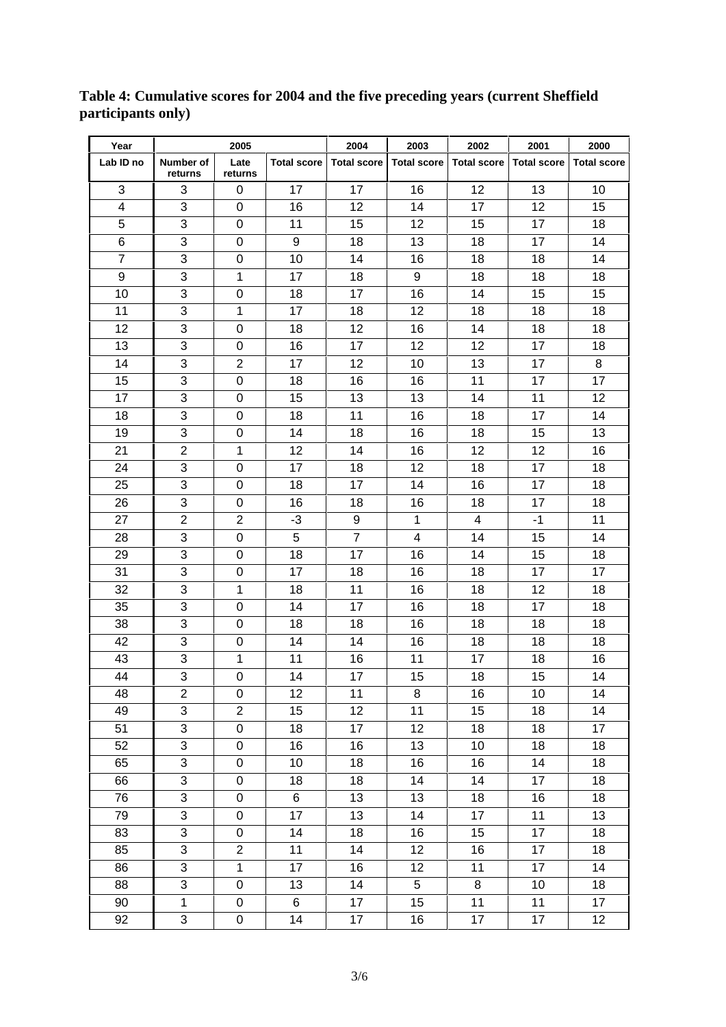**Table 4: Cumulative scores for 2004 and the five preceding years (current Sheffield participants only)**

| Year | 2005 | | | 2004 | 2003 | 2002 | 2001 | 2000 |
|---|---|---|---|---|---|---|---|---|
| Lab ID no | Number of returns | Late returns | Total score | Total score | Total score | Total score | Total score | Total score |
| 3 | 3 | 0 | 17 | 17 | 16 | 12 | 13 | 10 |
| 4 | 3 | 0 | 16 | 12 | 14 | 17 | 12 | 15 |
| 5 | 3 | 0 | 11 | 15 | 12 | 15 | 17 | 18 |
| 6 | 3 | 0 | 9 | 18 | 13 | 18 | 17 | 14 |
| 7 | 3 | 0 | 10 | 14 | 16 | 18 | 18 | 14 |
| 9 | 3 | 1 | 17 | 18 | 9 | 18 | 18 | 18 |
| 10 | 3 | 0 | 18 | 17 | 16 | 14 | 15 | 15 |
| 11 | 3 | 1 | 17 | 18 | 12 | 18 | 18 | 18 |
| 12 | 3 | 0 | 18 | 12 | 16 | 14 | 18 | 18 |
| 13 | 3 | 0 | 16 | 17 | 12 | 12 | 17 | 18 |
| 14 | 3 | 2 | 17 | 12 | 10 | 13 | 17 | 8 |
| 15 | 3 | 0 | 18 | 16 | 16 | 11 | 17 | 17 |
| 17 | 3 | 0 | 15 | 13 | 13 | 14 | 11 | 12 |
| 18 | 3 | 0 | 18 | 11 | 16 | 18 | 17 | 14 |
| 19 | 3 | 0 | 14 | 18 | 16 | 18 | 15 | 13 |
| 21 | 2 | 1 | 12 | 14 | 16 | 12 | 12 | 16 |
| 24 | 3 | 0 | 17 | 18 | 12 | 18 | 17 | 18 |
| 25 | 3 | 0 | 18 | 17 | 14 | 16 | 17 | 18 |
| 26 | 3 | 0 | 16 | 18 | 16 | 18 | 17 | 18 |
| 27 | 2 | 2 | -3 | 9 | 1 | 4 | -1 | 11 |
| 28 | 3 | 0 | 5 | 7 | 4 | 14 | 15 | 14 |
| 29 | 3 | 0 | 18 | 17 | 16 | 14 | 15 | 18 |
| 31 | 3 | 0 | 17 | 18 | 16 | 18 | 17 | 17 |
| 32 | 3 | 1 | 18 | 11 | 16 | 18 | 12 | 18 |
| 35 | 3 | 0 | 14 | 17 | 16 | 18 | 17 | 18 |
| 38 | 3 | 0 | 18 | 18 | 16 | 18 | 18 | 18 |
| 42 | 3 | 0 | 14 | 14 | 16 | 18 | 18 | 18 |
| 43 | 3 | 1 | 11 | 16 | 11 | 17 | 18 | 16 |
| 44 | 3 | 0 | 14 | 17 | 15 | 18 | 15 | 14 |
| 48 | 2 | 0 | 12 | 11 | 8 | 16 | 10 | 14 |
| 49 | 3 | 2 | 15 | 12 | 11 | 15 | 18 | 14 |
| 51 | 3 | 0 | 18 | 17 | 12 | 18 | 18 | 17 |
| 52 | 3 | 0 | 16 | 16 | 13 | 10 | 18 | 18 |
| 65 | 3 | 0 | 10 | 18 | 16 | 16 | 14 | 18 |
| 66 | 3 | 0 | 18 | 18 | 14 | 14 | 17 | 18 |
| 76 | 3 | 0 | 6 | 13 | 13 | 18 | 16 | 18 |
| 79 | 3 | 0 | 17 | 13 | 14 | 17 | 11 | 13 |
| 83 | 3 | 0 | 14 | 18 | 16 | 15 | 17 | 18 |
| 85 | 3 | 2 | 11 | 14 | 12 | 16 | 17 | 18 |
| 86 | 3 | 1 | 17 | 16 | 12 | 11 | 17 | 14 |
| 88 | 3 | 0 | 13 | 14 | 5 | 8 | 10 | 18 |
| 90 | 1 | 0 | 6 | 17 | 15 | 11 | 11 | 17 |
| 92 | 3 | 0 | 14 | 17 | 16 | 17 | 17 | 12 |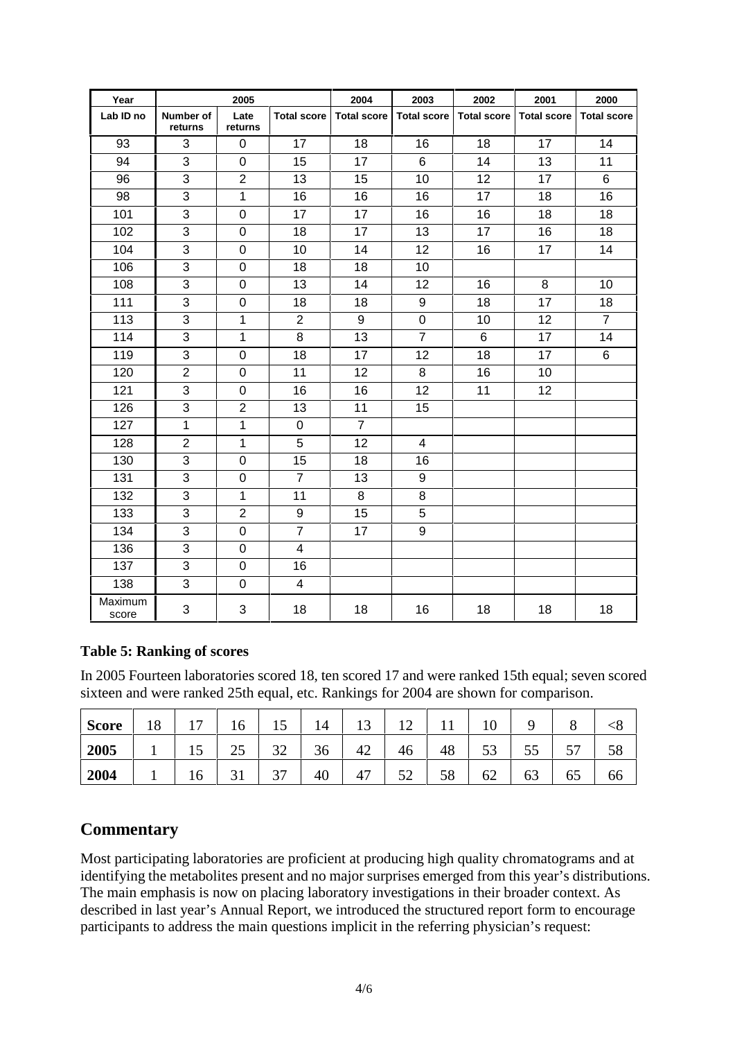| Year | 2005 | | | 2004 | 2003 | 2002 | 2001 | 2000 |
|---|---|---|---|---|---|---|---|---|
| Lab ID no | Number of returns | Late returns | Total score | Total score | Total score | Total score | Total score | Total score |
| 93 | 3 | 0 | 17 | 18 | 16 | 18 | 17 | 14 |
| 94 | 3 | 0 | 15 | 17 | 6 | 14 | 13 | 11 |
| 96 | 3 | 2 | 13 | 15 | 10 | 12 | 17 | 6 |
| 98 | 3 | 1 | 16 | 16 | 16 | 17 | 18 | 16 |
| 101 | 3 | 0 | 17 | 17 | 16 | 16 | 18 | 18 |
| 102 | 3 | 0 | 18 | 17 | 13 | 17 | 16 | 18 |
| 104 | 3 | 0 | 10 | 14 | 12 | 16 | 17 | 14 |
| 106 | 3 | 0 | 18 | 18 | 10 | | | |
| 108 | 3 | 0 | 13 | 14 | 12 | 16 | 8 | 10 |
| 111 | 3 | 0 | 18 | 18 | 9 | 18 | 17 | 18 |
| 113 | 3 | 1 | 2 | 9 | 0 | 10 | 12 | 7 |
| 114 | 3 | 1 | 8 | 13 | 7 | 6 | 17 | 14 |
| 119 | 3 | 0 | 18 | 17 | 12 | 18 | 17 | 6 |
| 120 | 2 | 0 | 11 | 12 | 8 | 16 | 10 | |
| 121 | 3 | 0 | 16 | 16 | 12 | 11 | 12 | |
| 126 | 3 | 2 | 13 | 11 | 15 | | | |
| 127 | 1 | 1 | 0 | 7 | | | | |
| 128 | 2 | 1 | 5 | 12 | 4 | | | |
| 130 | 3 | 0 | 15 | 18 | 16 | | | |
| 131 | 3 | 0 | 7 | 13 | 9 | | | |
| 132 | 3 | 1 | 11 | 8 | 8 | | | |
| 133 | 3 | 2 | 9 | 15 | 5 | | | |
| 134 | 3 | 0 | 7 | 17 | 9 | | | |
| 136 | 3 | 0 | 4 | | | | | |
| 137 | 3 | 0 | 16 | | | | | |
| 138 | 3 | 0 | 4 | | | | | |
| Maximum score | 3 | 3 | 18 | 18 | 16 | 18 | 18 | 18 |

**Table 5: Ranking of scores**

In 2005 Fourteen laboratories scored 18, ten scored 17 and were ranked 15th equal; seven scored sixteen and were ranked 25th equal, etc. Rankings for 2004 are shown for comparison.

| Score | 18 | 17 | 16 | 15 | 14 | 13 | 12 | 11 | 10 | 9 | 8 | <8 |
|---|---|---|---|---|---|---|---|---|---|---|---|---|
| 2005 | 1 | 15 | 25 | 32 | 36 | 42 | 46 | 48 | 53 | 55 | 57 | 58 |
| 2004 | 1 | 16 | 31 | 37 | 40 | 47 | 52 | 58 | 62 | 63 | 65 | 66 |

## Commentary

Most participating laboratories are proficient at producing high quality chromatograms and at identifying the metabolites present and no major surprises emerged from this year's distributions. The main emphasis is now on placing laboratory investigations in their broader context. As described in last year's Annual Report, we introduced the structured report form to encourage participants to address the main questions implicit in the referring physician's request: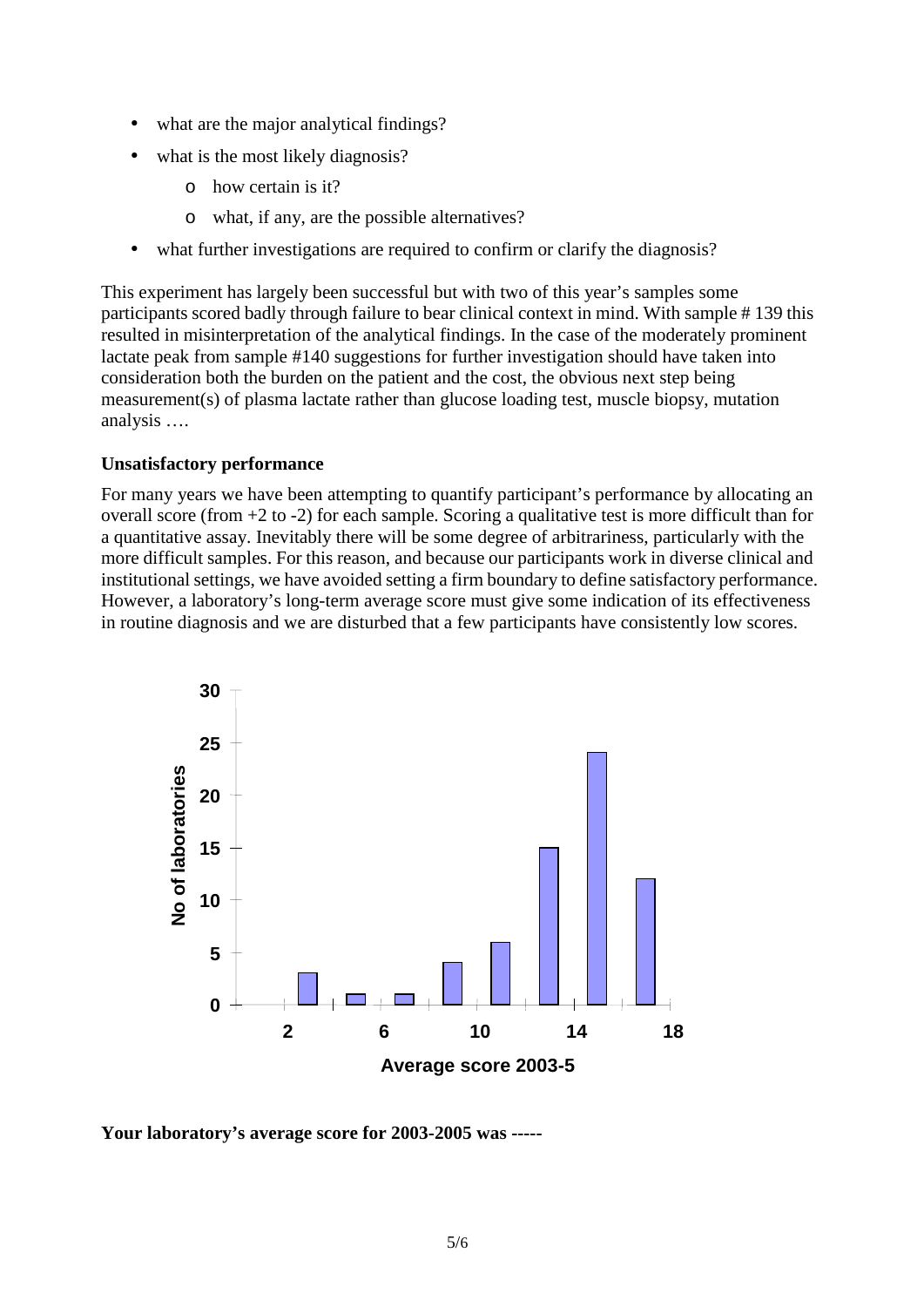- what are the major analytical findings?
- what is the most likely diagnosis?
  - how certain is it?
  - what, if any, are the possible alternatives?
- what further investigations are required to confirm or clarify the diagnosis?

This experiment has largely been successful but with two of this year's samples some participants scored badly through failure to bear clinical context in mind. With sample # 139 this resulted in misinterpretation of the analytical findings. In the case of the moderately prominent lactate peak from sample #140 suggestions for further investigation should have taken into consideration both the burden on the patient and the cost, the obvious next step being measurement(s) of plasma lactate rather than glucose loading test, muscle biopsy, mutation analysis ….

**Unsatisfactory performance**

For many years we have been attempting to quantify participant's performance by allocating an overall score (from +2 to -2) for each sample. Scoring a qualitative test is more difficult than for a quantitative assay. Inevitably there will be some degree of arbitrariness, particularly with the more difficult samples. For this reason, and because our participants work in diverse clinical and institutional settings, we have avoided setting a firm boundary to define satisfactory performance. However, a laboratory's long-term average score must give some indication of its effectiveness in routine diagnosis and we are disturbed that a few participants have consistently low scores.

**Your laboratory's average score for 2003-2005 was -----**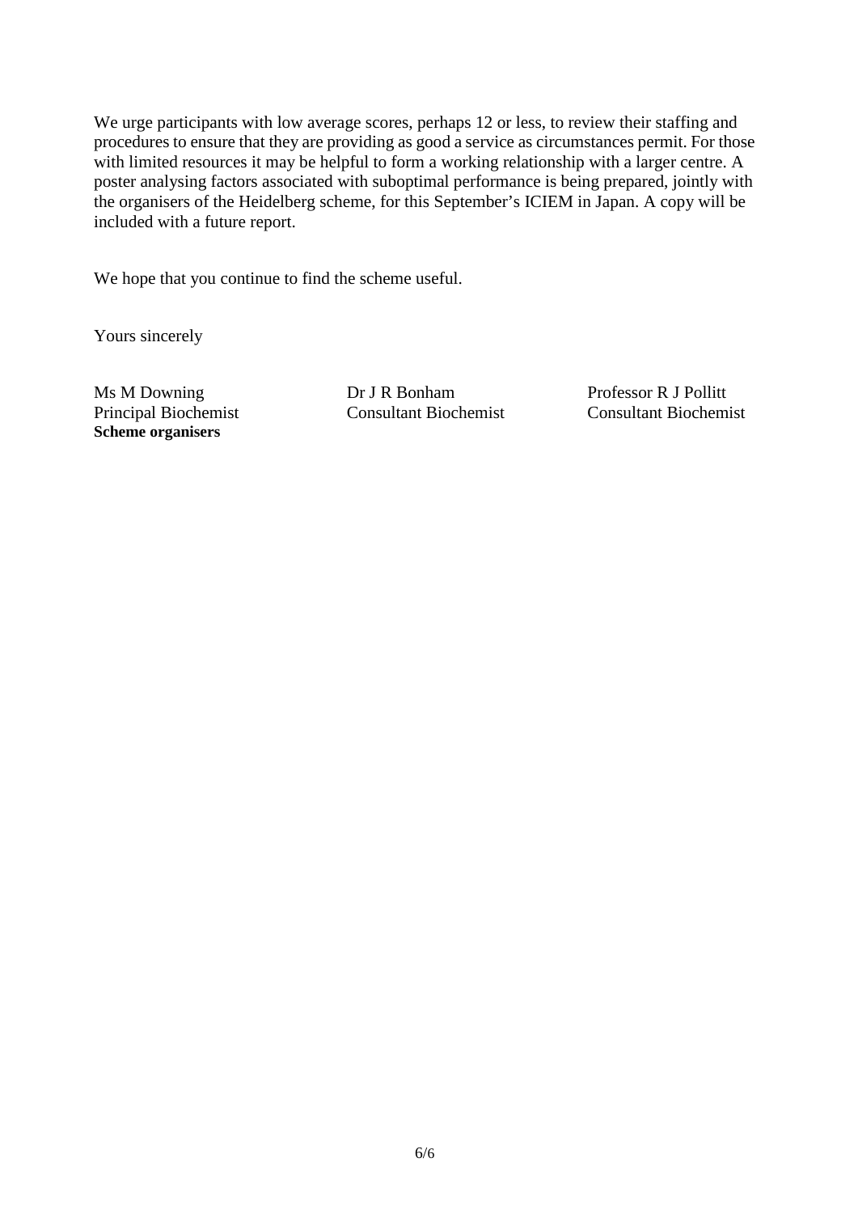We urge participants with low average scores, perhaps 12 or less, to review their staffing and procedures to ensure that they are providing as good a service as circumstances permit. For those with limited resources it may be helpful to form a working relationship with a larger centre. A poster analysing factors associated with suboptimal performance is being prepared, jointly with the organisers of the Heidelberg scheme, for this September's ICIEM in Japan. A copy will be included with a future report.

We hope that you continue to find the scheme useful.

Yours sincerely

| | | |
|---|---|---|
| Ms M Downing | Dr J R Bonham | Professor R J Pollitt |
| Principal Biochemist | Consultant Biochemist | Consultant Biochemist |
| **Scheme organisers** | | |